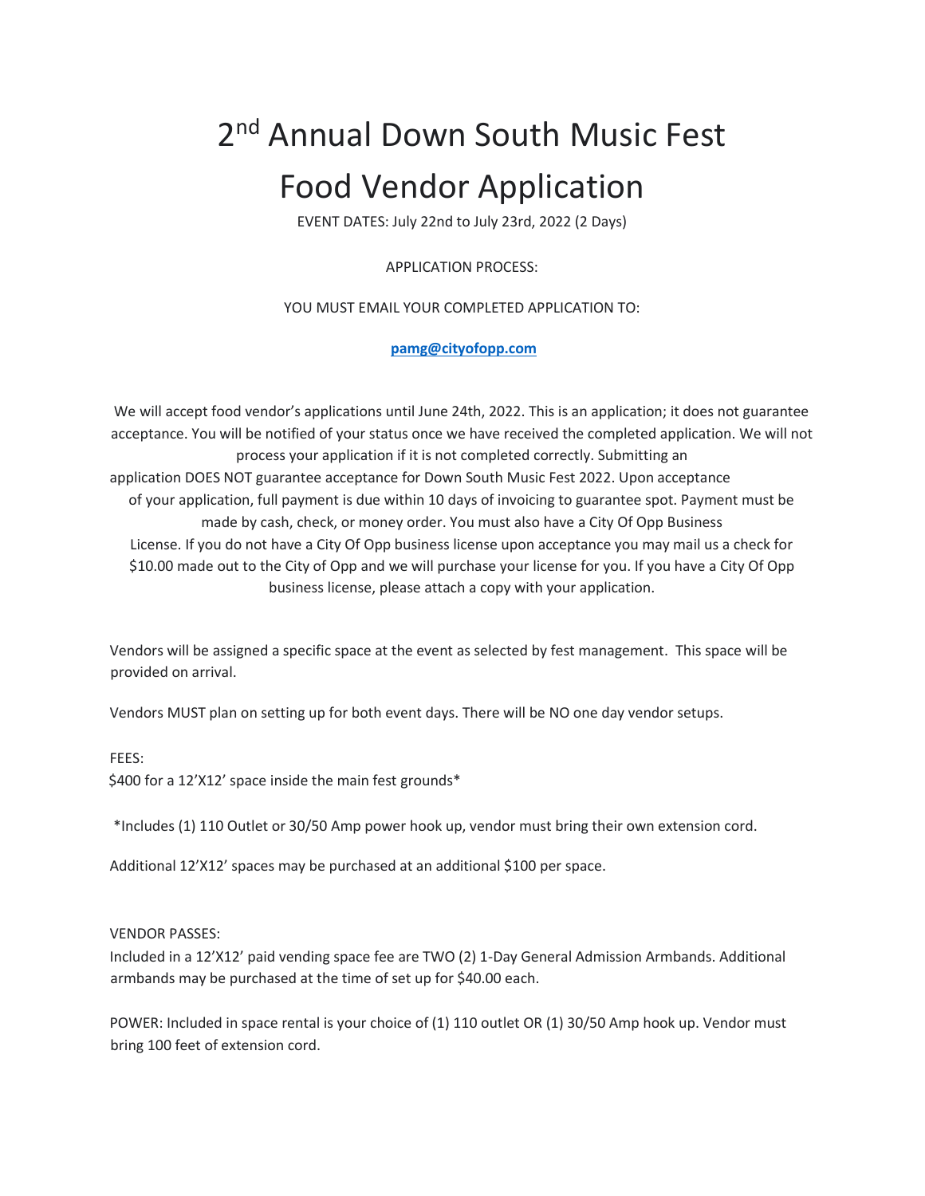# 2nd Annual Down South Music Fest

# Food Vendor Application

EVENT DATES: July 22nd to July 23rd, 2022 (2 Days)

APPLICATION PROCESS:

YOU MUST EMAIL YOUR COMPLETED APPLICATION TO:

**pamg@cityofopp.com**

We will accept food vendor's applications until June 24th, 2022. This is an application; it does not guarantee acceptance. You will be notified of your status once we have received the completed application. We will not process your application if it is not completed correctly. Submitting an application DOES NOT guarantee acceptance for Down South Music Fest 2022. Upon acceptance of your application, full payment is due within 10 days of invoicing to guarantee spot. Payment must be made by cash, check, or money order. You must also have a City Of Opp Business License. If you do not have a City Of Opp business license upon acceptance you may mail us a check for $10.00 made out to the City of Opp and we will purchase your license for you. If you have a City Of Opp business license, please attach a copy with your application.

Vendors will be assigned a specific space at the event as selected by fest management. This space will be provided on arrival.

Vendors MUST plan on setting up for both event days. There will be NO one day vendor setups.

FEES:
$400 for a 12'X12' space inside the main fest grounds*

*Includes (1) 110 Outlet or 30/50 Amp power hook up, vendor must bring their own extension cord.

Additional 12'X12' spaces may be purchased at an additional $100 per space.

VENDOR PASSES:
Included in a 12'X12' paid vending space fee are TWO (2) 1-Day General Admission Armbands. Additional armbands may be purchased at the time of set up for $40.00 each.

POWER: Included in space rental is your choice of (1) 110 outlet OR (1) 30/50 Amp hook up. Vendor must bring 100 feet of extension cord.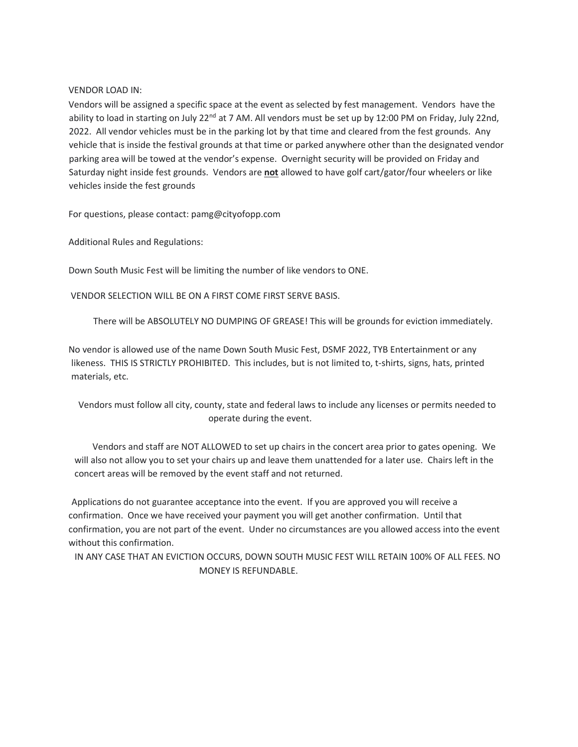VENDOR LOAD IN:

Vendors will be assigned a specific space at the event as selected by fest management. Vendors have the ability to load in starting on July 22nd at 7 AM. All vendors must be set up by 12:00 PM on Friday, July 22nd, 2022. All vendor vehicles must be in the parking lot by that time and cleared from the fest grounds. Any vehicle that is inside the festival grounds at that time or parked anywhere other than the designated vendor parking area will be towed at the vendor's expense. Overnight security will be provided on Friday and Saturday night inside fest grounds. Vendors are **not** allowed to have golf cart/gator/four wheelers or like vehicles inside the fest grounds

For questions, please contact: pamg@cityofopp.com

Additional Rules and Regulations:

Down South Music Fest will be limiting the number of like vendors to ONE.

VENDOR SELECTION WILL BE ON A FIRST COME FIRST SERVE BASIS.

There will be ABSOLUTELY NO DUMPING OF GREASE! This will be grounds for eviction immediately.

No vendor is allowed use of the name Down South Music Fest, DSMF 2022, TYB Entertainment or any likeness. THIS IS STRICTLY PROHIBITED. This includes, but is not limited to, t-shirts, signs, hats, printed materials, etc.

Vendors must follow all city, county, state and federal laws to include any licenses or permits needed to operate during the event.

Vendors and staff are NOT ALLOWED to set up chairs in the concert area prior to gates opening. We will also not allow you to set your chairs up and leave them unattended for a later use. Chairs left in the concert areas will be removed by the event staff and not returned.

Applications do not guarantee acceptance into the event. If you are approved you will receive a confirmation. Once we have received your payment you will get another confirmation. Until that confirmation, you are not part of the event. Under no circumstances are you allowed access into the event without this confirmation.

IN ANY CASE THAT AN EVICTION OCCURS, DOWN SOUTH MUSIC FEST WILL RETAIN 100% OF ALL FEES. NO MONEY IS REFUNDABLE.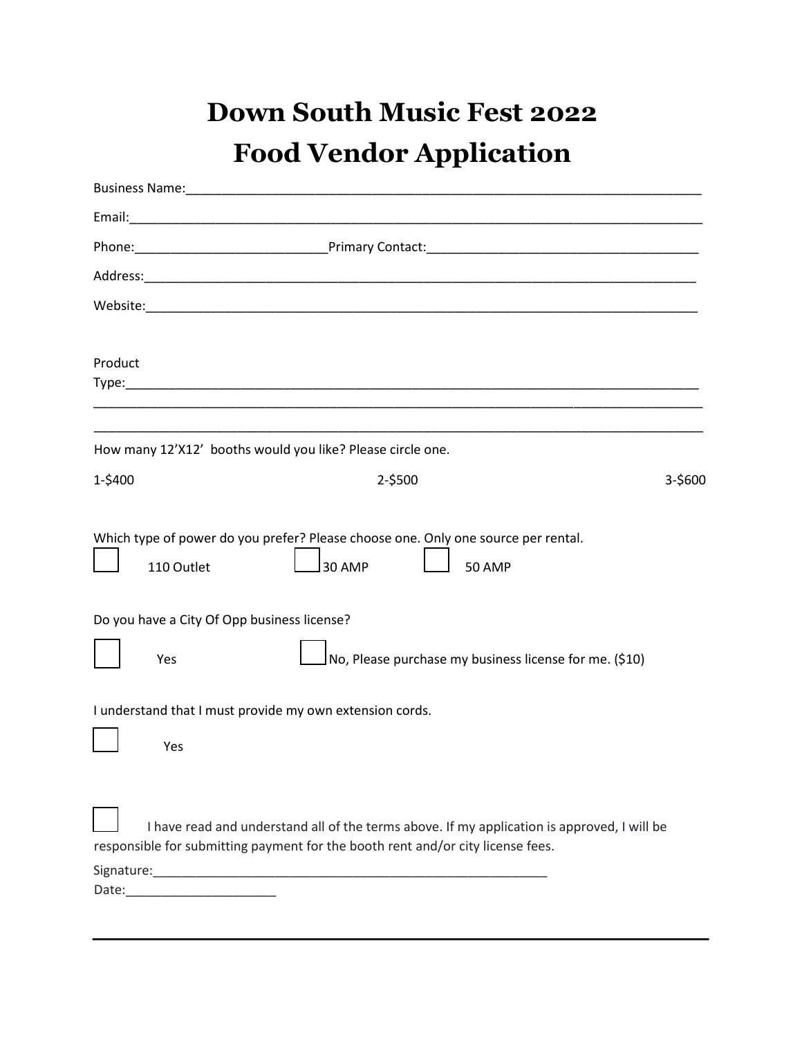# Down South Music Fest 2022
# Food Vendor Application

Business Name:_______________________________________________

Email:_______________________________________________

Phone:___________________________Primary Contact:_______________________________________

Address:_______________________________________________

Website:_______________________________________________

Product Type:_______________________________________________

_______________________________________________

_______________________________________________

How many 12'X12' booths would you like? Please circle one.

1-$400 2-$500 3-$600

Which type of power do you prefer? Please choose one. Only one source per rental.

☐ 110 Outlet ☐ 30 AMP ☐ 50 AMP

Do you have a City Of Opp business license?

☐ Yes ☐ No, Please purchase my business license for me. ($10)

I understand that I must provide my own extension cords.

☐ Yes

☐ I have read and understand all of the terms above. If my application is approved, I will be responsible for submitting payment for the booth rent and/or city license fees.

Signature:_______________________________________________

Date:_____________________